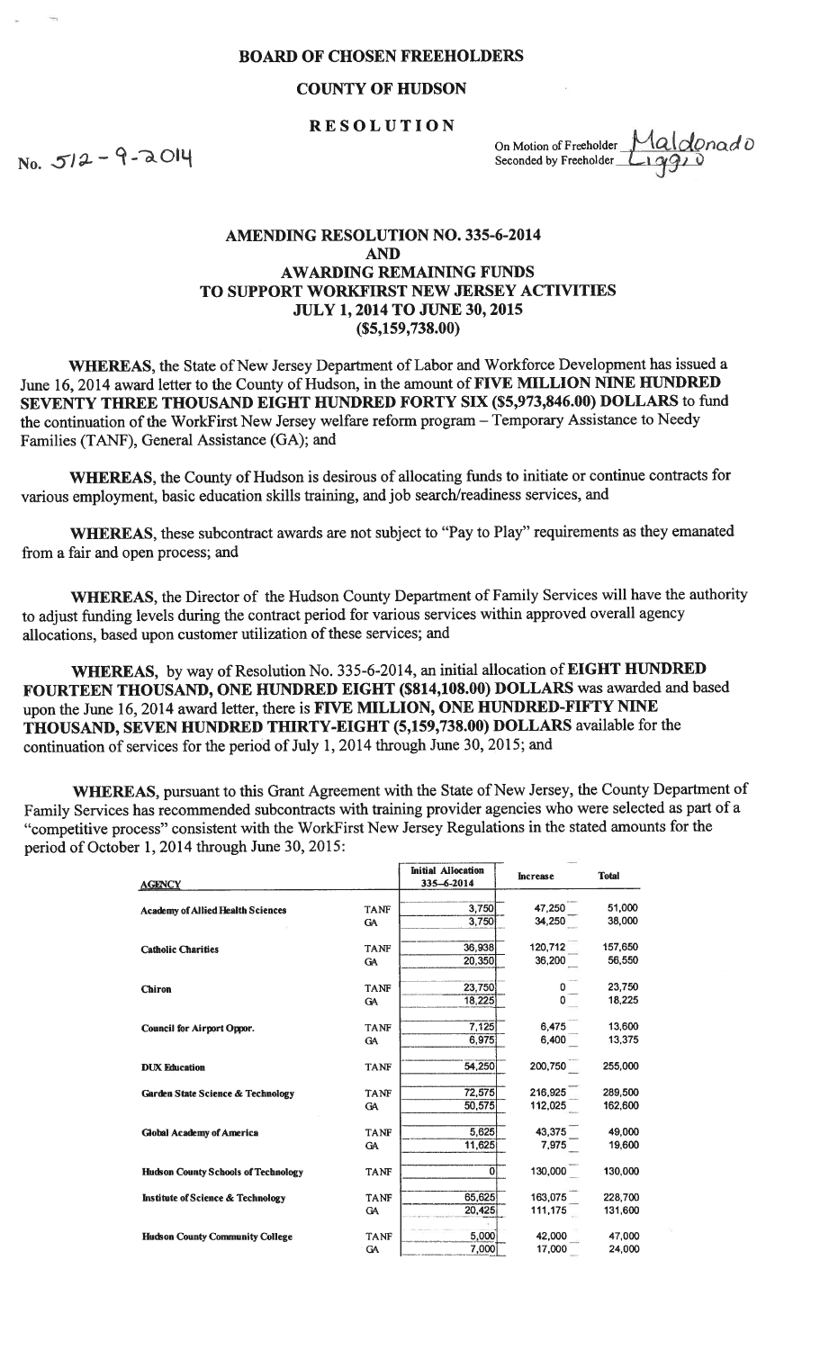**BOARD OF CHOSEN FREEHOLDERS**

**COUNTY OF HUDSON**

**RESOLUTION**

No. 512 - 9 - 2014

On Motion of Freeholder Maldonado
Seconded by Freeholder Liggio

**AMENDING RESOLUTION NO. 335-6-2014**
**AND**
**AWARDING REMAINING FUNDS**
**TO SUPPORT WORKFIRST NEW JERSEY ACTIVITIES**
**JULY 1, 2014 TO JUNE 30, 2015**
**($5,159,738.00)**

**WHEREAS**, the State of New Jersey Department of Labor and Workforce Development has issued a June 16, 2014 award letter to the County of Hudson, in the amount of **FIVE MILLION NINE HUNDRED SEVENTY THREE THOUSAND EIGHT HUNDRED FORTY SIX ($5,973,846.00) DOLLARS** to fund the continuation of the WorkFirst New Jersey welfare reform program – Temporary Assistance to Needy Families (TANF), General Assistance (GA); and

**WHEREAS**, the County of Hudson is desirous of allocating funds to initiate or continue contracts for various employment, basic education skills training, and job search/readiness services, and

**WHEREAS**, these subcontract awards are not subject to "Pay to Play" requirements as they emanated from a fair and open process; and

**WHEREAS**, the Director of the Hudson County Department of Family Services will have the authority to adjust funding levels during the contract period for various services within approved overall agency allocations, based upon customer utilization of these services; and

**WHEREAS**, by way of Resolution No. 335-6-2014, an initial allocation of **EIGHT HUNDRED FOURTEEN THOUSAND, ONE HUNDRED EIGHT ($814,108.00) DOLLARS** was awarded and based upon the June 16, 2014 award letter, there is **FIVE MILLION, ONE HUNDRED-FIFTY NINE THOUSAND, SEVEN HUNDRED THIRTY-EIGHT (5,159,738.00) DOLLARS** available for the continuation of services for the period of July 1, 2014 through June 30, 2015; and

**WHEREAS**, pursuant to this Grant Agreement with the State of New Jersey, the County Department of Family Services has recommended subcontracts with training provider agencies who were selected as part of a "competitive process" consistent with the WorkFirst New Jersey Regulations in the stated amounts for the period of October 1, 2014 through June 30, 2015:

| AGENCY | | Initial Allocation 335-6-2014 | Increase | Total |
|---|---|---|---|---|
| Academy of Allied Health Sciences | TANF | 3,750 | 47,250 | 51,000 |
| | GA | 3,750 | 34,250 | 38,000 |
| Catholic Charities | TANF | 36,938 | 120,712 | 157,650 |
| | GA | 20,350 | 36,200 | 56,550 |
| Chiron | TANF | 23,750 | 0 | 23,750 |
| | GA | 18,225 | 0 | 18,225 |
| Council for Airport Oppor. | TANF | 7,125 | 6,475 | 13,600 |
| | GA | 6,975 | 6,400 | 13,375 |
| DUX Education | TANF | 54,250 | 200,750 | 255,000 |
| Garden State Science & Technology | TANF | 72,575 | 216,925 | 289,500 |
| | GA | 50,575 | 112,025 | 162,600 |
| Global Academy of America | TANF | 5,625 | 43,375 | 49,000 |
| | GA | 11,625 | 7,975 | 19,600 |
| Hudson County Schools of Technology | TANF | 0 | 130,000 | 130,000 |
| Institute of Science & Technology | TANF | 65,625 | 163,075 | 228,700 |
| | GA | 20,425 | 111,175 | 131,600 |
| Hudson County Community College | TANF | 5,000 | 42,000 | 47,000 |
| | GA | 7,000 | 17,000 | 24,000 |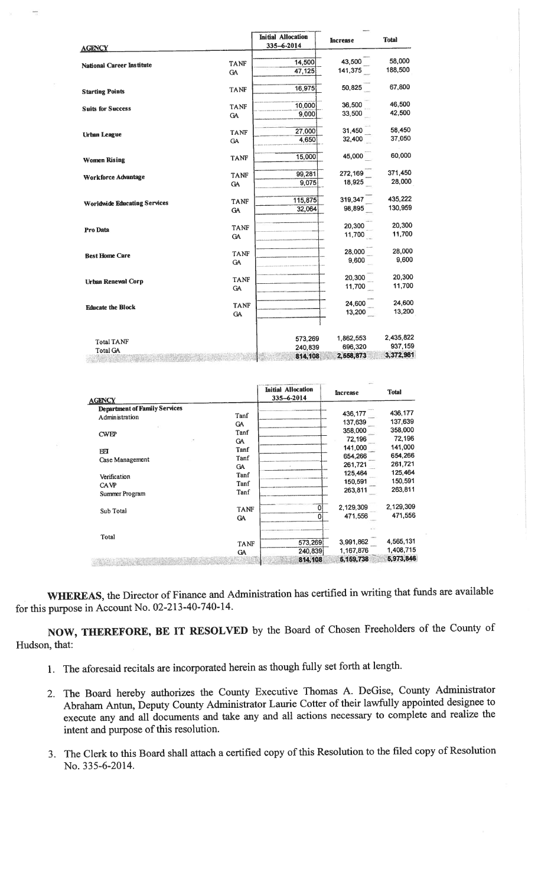| AGENCY | | Initial Allocation 335-6-2014 | Increase | Total |
|---|---|---|---|---|
| National Career Institute | TANF | 14,500 | 43,500 | 58,000 |
| | GA | 47,125 | 141,375 | 188,500 |
| Starting Points | TANF | 16,975 | 50,825 | 67,800 |
| Suits for Success | TANF | 10,000 | 36,500 | 46,500 |
| | GA | 9,000 | 33,500 | 42,500 |
| Urban League | TANF | 27,000 | 31,450 | 58,450 |
| | GA | 4,650 | 32,400 | 37,050 |
| Women Rising | TANF | 15,000 | 45,000 | 60,000 |
| Workforce Advantage | TANF | 99,281 | 272,169 | 371,450 |
| | GA | 9,075 | 18,925 | 28,000 |
| Worldwide Educating Services | TANF | 115,875 | 319,347 | 435,222 |
| | GA | 32,064 | 98,895 | 130,959 |
| Pro Data | TANF | | 20,300 | 20,300 |
| | GA | | 11,700 | 11,700 |
| Best Home Care | TANF | | 28,000 | 28,000 |
| | GA | | 9,600 | 9,600 |
| Urban Renewal Corp | TANF | | 20,300 | 20,300 |
| | GA | | 11,700 | 11,700 |
| Educate the Block | TANF | | 24,600 | 24,600 |
| | GA | | 13,200 | 13,200 |
| Total TANF | | 573,269 | 1,862,553 | 2,435,822 |
| Total GA | | 240,839 | 696,320 | 937,159 |
| | | **814,108** | **2,558,873** | **3,372,981** |

| AGENCY | | Initial Allocation 335-6-2014 | Increase | Total |
|---|---|---|---|---|
| **Department of Family Services** | | | | |
| Administration | Tanf | | 436,177 | 436,177 |
| | GA | | 137,639 | 137,639 |
| CWEP | Tanf | | 358,000 | 358,000 |
| | GA | | 72,196 | 72,196 |
| EEI | Tanf | | 141,000 | 141,000 |
| Case Management | Tanf | | 654,266 | 654,266 |
| | GA | | 261,721 | 261,721 |
| Verification | Tanf | | 125,464 | 125,464 |
| CAVP | Tanf | | 150,591 | 150,591 |
| Summer Program | Tanf | | 263,811 | 263,811 |
| Sub Total | TANF | 0 | 2,129,309 | 2,129,309 |
| | GA | 0 | 471,556 | 471,556 |
| Total | TANF | 573,269 | 3,991,862 | 4,565,131 |
| | GA | 240,839 | 1,167,876 | 1,408,715 |
| | | **814,108** | **5,159,738** | **5,973,846** |

**WHEREAS,** the Director of Finance and Administration has certified in writing that funds are available for this purpose in Account No. 02-213-40-740-14.

**NOW, THEREFORE, BE IT RESOLVED** by the Board of Chosen Freeholders of the County of Hudson, that:

1. The aforesaid recitals are incorporated herein as though fully set forth at length.

2. The Board hereby authorizes the County Executive Thomas A. DeGise, County Administrator Abraham Antun, Deputy County Administrator Laurie Cotter of their lawfully appointed designee to execute any and all documents and take any and all actions necessary to complete and realize the intent and purpose of this resolution.

3. The Clerk to this Board shall attach a certified copy of this Resolution to the filed copy of Resolution No. 335-6-2014.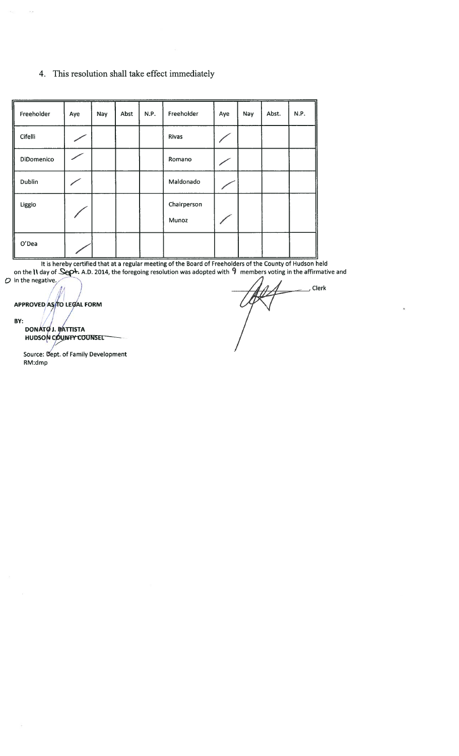4. This resolution shall take effect immediately

| Freeholder | Aye | Nay | Abst | N.P. | Freeholder | Aye | Nay | Abst. | N.P. |
|---|---|---|---|---|---|---|---|---|---|
| Cifelli | ✓ | | | | Rivas | ✓ | | | |
| DiDomenico | ✓ | | | | Romano | ✓ | | | |
| Dublin | ✓ | | | | Maldonado | ✓ | | | |
| Liggio | ✓ | | | | Chairperson Munoz | ✓ | | | |
| O'Dea | ✓ | | | | | | | | |

It is hereby certified that at a regular meeting of the Board of Freeholders of the County of Hudson held on the 11 day of Sept. A.D. 2014, the foregoing resolution was adopted with 9 members voting in the affirmative and 0 in the negative.

_______________, Clerk

**APPROVED AS TO LEGAL FORM**

**BY:**
**DONATO J. BATTISTA**
**HUDSON COUNTY COUNSEL**

Source: Dept. of Family Development
RM:dmp